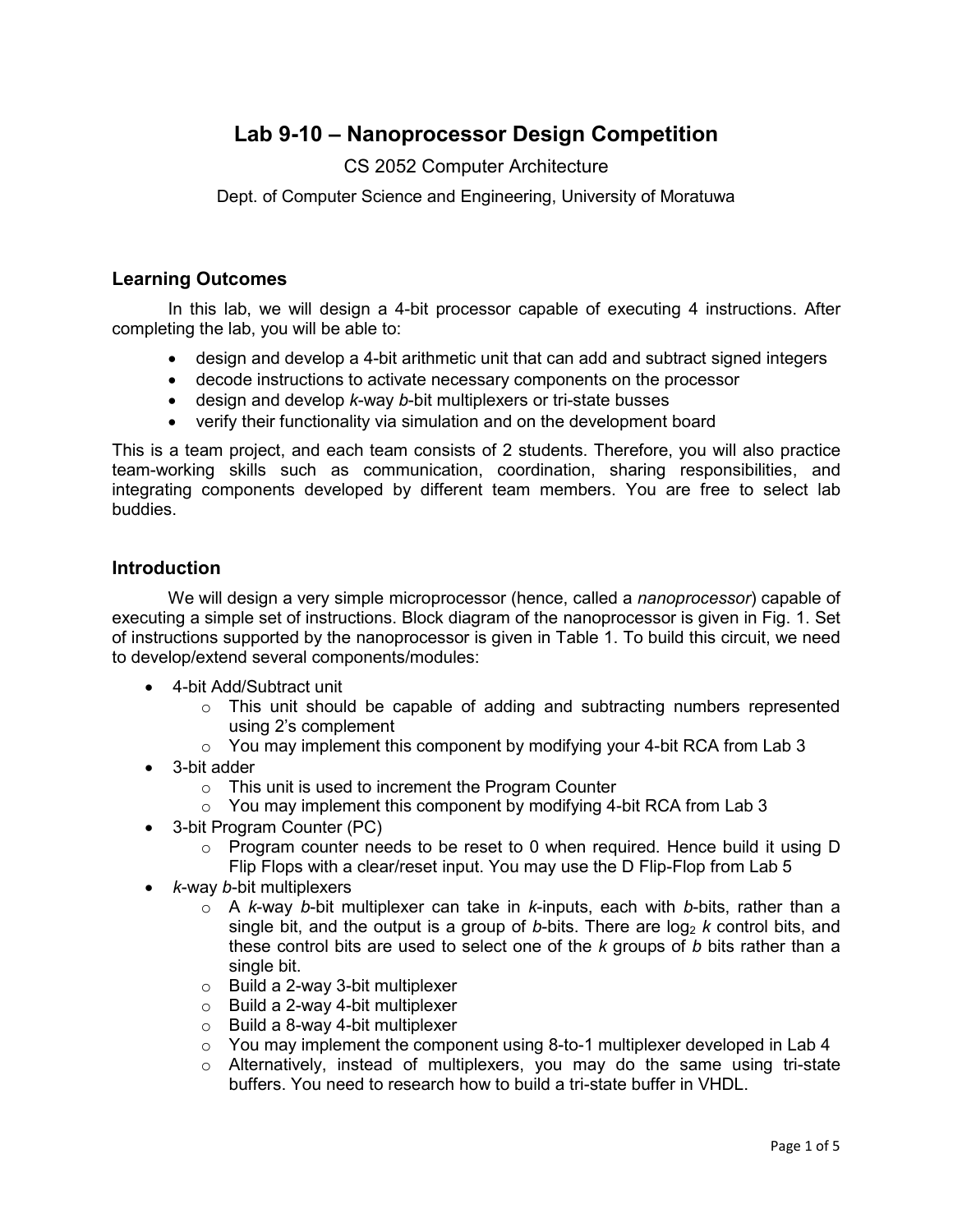# Lab 9-10 – Nanoprocessor Design Competition

CS 2052 Computer Architecture

Dept. of Computer Science and Engineering, University of Moratuwa

## Learning Outcomes

In this lab, we will design a 4-bit processor capable of executing 4 instructions. After completing the lab, you will be able to:

- design and develop a 4-bit arithmetic unit that can add and subtract signed integers
- decode instructions to activate necessary components on the processor
- design and develop *k*-way *b*-bit multiplexers or tri-state busses
- verify their functionality via simulation and on the development board

This is a team project, and each team consists of 2 students. Therefore, you will also practice team-working skills such as communication, coordination, sharing responsibilities, and integrating components developed by different team members. You are free to select lab buddies.

## Introduction

We will design a very simple microprocessor (hence, called a *nanoprocessor*) capable of executing a simple set of instructions. Block diagram of the nanoprocessor is given in Fig. 1. Set of instructions supported by the nanoprocessor is given in Table 1. To build this circuit, we need to develop/extend several components/modules:

- 4-bit Add/Subtract unit
  - This unit should be capable of adding and subtracting numbers represented using 2's complement
  - You may implement this component by modifying your 4-bit RCA from Lab 3
- 3-bit adder
  - This unit is used to increment the Program Counter
  - You may implement this component by modifying 4-bit RCA from Lab 3
- 3-bit Program Counter (PC)
  - Program counter needs to be reset to 0 when required. Hence build it using D Flip Flops with a clear/reset input. You may use the D Flip-Flop from Lab 5
- *k*-way *b*-bit multiplexers
  - A *k*-way *b*-bit multiplexer can take in *k*-inputs, each with *b*-bits, rather than a single bit, and the output is a group of *b*-bits. There are $\log_2 k$ control bits, and these control bits are used to select one of the *k* groups of *b* bits rather than a single bit.
  - Build a 2-way 3-bit multiplexer
  - Build a 2-way 4-bit multiplexer
  - Build a 8-way 4-bit multiplexer
  - You may implement the component using 8-to-1 multiplexer developed in Lab 4
  - Alternatively, instead of multiplexers, you may do the same using tri-state buffers. You need to research how to build a tri-state buffer in VHDL.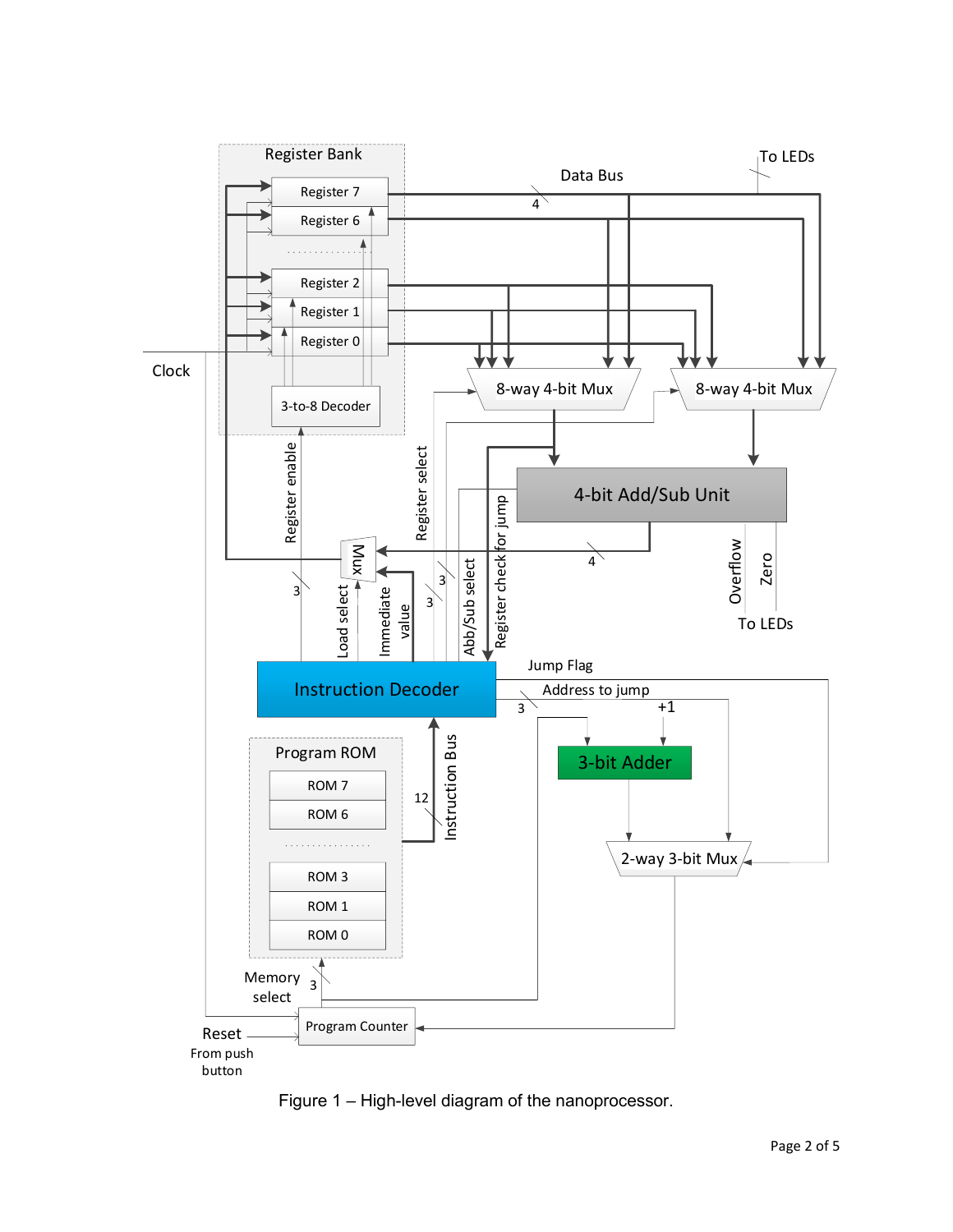Figure 1 – High-level diagram of the nanoprocessor.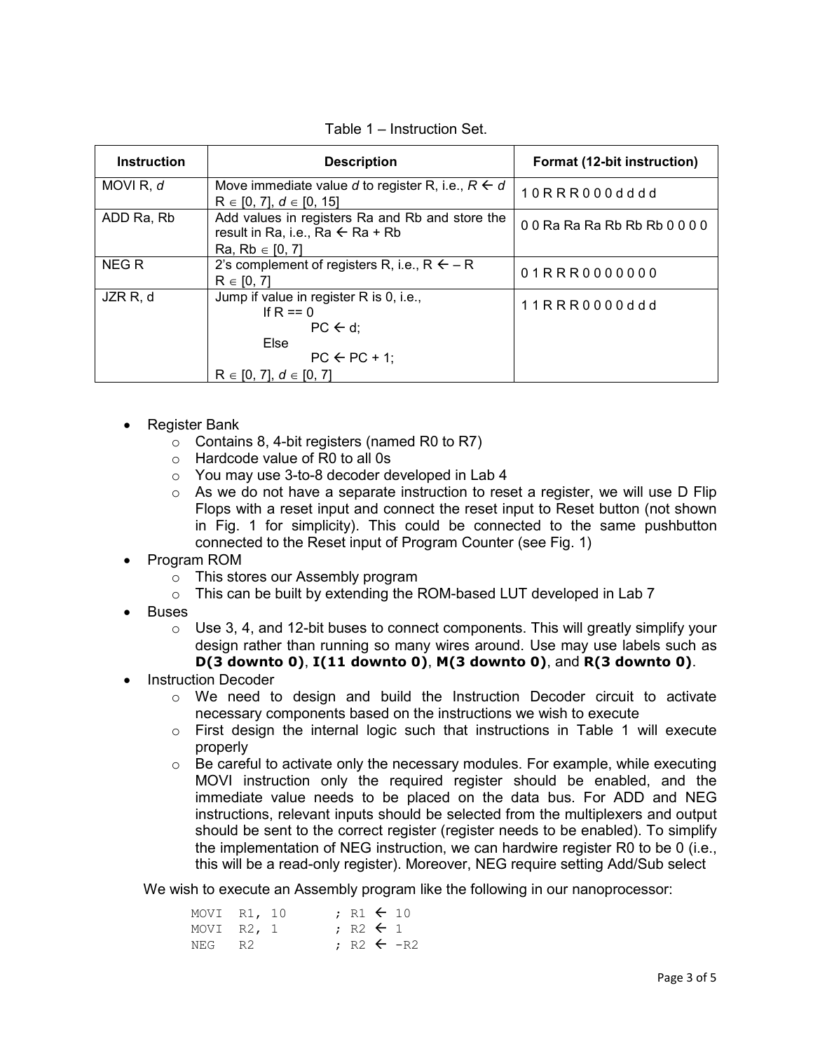Table 1 – Instruction Set.

| Instruction | Description | Format (12-bit instruction) |
| --- | --- | --- |
| MOVI R, *d* | Move immediate value *d* to register R, i.e., $R \leftarrow d$<br>$R \in [0, 7]$, $d \in [0, 15]$ | 1 0 R R R 0 0 0 d d d d |
| ADD Ra, Rb | Add values in registers Ra and Rb and store the result in Ra, i.e., Ra ← Ra + Rb<br>Ra, Rb $\in [0, 7]$ | 0 0 Ra Ra Ra Rb Rb Rb 0 0 0 0 |
| NEG R | 2's complement of registers R, i.e., $R \leftarrow -R$<br>$R \in [0, 7]$ | 0 1 R R R 0 0 0 0 0 0 0 |
| JZR R, d | Jump if value in register R is 0, i.e.,<br>If R == 0<br>PC ← d;<br>Else<br>PC ← PC + 1;<br>$R \in [0, 7]$, $d \in [0, 7]$ | 1 1 R R R 0 0 0 0 d d d |

- Register Bank
  - Contains 8, 4-bit registers (named R0 to R7)
  - Hardcode value of R0 to all 0s
  - You may use 3-to-8 decoder developed in Lab 4
  - As we do not have a separate instruction to reset a register, we will use D Flip Flops with a reset input and connect the reset input to Reset button (not shown in Fig. 1 for simplicity). This could be connected to the same pushbutton connected to the Reset input of Program Counter (see Fig. 1)
- Program ROM
  - This stores our Assembly program
  - This can be built by extending the ROM-based LUT developed in Lab 7
- Buses
  - Use 3, 4, and 12-bit buses to connect components. This will greatly simplify your design rather than running so many wires around. Use may use labels such as **D(3 downto 0)**, **I(11 downto 0)**, **M(3 downto 0)**, and **R(3 downto 0)**.
- Instruction Decoder
  - We need to design and build the Instruction Decoder circuit to activate necessary components based on the instructions we wish to execute
  - First design the internal logic such that instructions in Table 1 will execute properly
  - Be careful to activate only the necessary modules. For example, while executing MOVI instruction only the required register should be enabled, and the immediate value needs to be placed on the data bus. For ADD and NEG instructions, relevant inputs should be selected from the multiplexers and output should be sent to the correct register (register needs to be enabled). To simplify the implementation of NEG instruction, we can hardwire register R0 to be 0 (i.e., this will be a read-only register). Moreover, NEG require setting Add/Sub select

We wish to execute an Assembly program like the following in our nanoprocessor:

```
MOVI  R1, 10      ; R1 ← 10
MOVI  R2, 1       ; R2 ← 1
NEG   R2          ; R2 ← -R2
```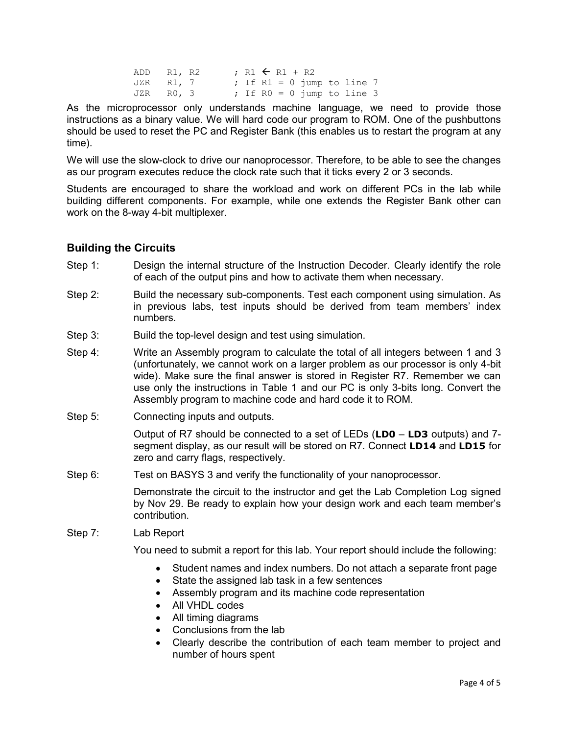```
ADD   R1, R2      ; R1 ← R1 + R2
JZR   R1, 7       ; If R1 = 0 jump to line 7
JZR   R0, 3       ; If R0 = 0 jump to line 3
```

As the microprocessor only understands machine language, we need to provide those instructions as a binary value. We will hard code our program to ROM. One of the pushbuttons should be used to reset the PC and Register Bank (this enables us to restart the program at any time).

We will use the slow-clock to drive our nanoprocessor. Therefore, to be able to see the changes as our program executes reduce the clock rate such that it ticks every 2 or 3 seconds.

Students are encouraged to share the workload and work on different PCs in the lab while building different components. For example, while one extends the Register Bank other can work on the 8-way 4-bit multiplexer.

## Building the Circuits

Step 1: Design the internal structure of the Instruction Decoder. Clearly identify the role of each of the output pins and how to activate them when necessary.

Step 2: Build the necessary sub-components. Test each component using simulation. As in previous labs, test inputs should be derived from team members' index numbers.

Step 3: Build the top-level design and test using simulation.

Step 4: Write an Assembly program to calculate the total of all integers between 1 and 3 (unfortunately, we cannot work on a larger problem as our processor is only 4-bit wide). Make sure the final answer is stored in Register R7. Remember we can use only the instructions in Table 1 and our PC is only 3-bits long. Convert the Assembly program to machine code and hard code it to ROM.

Step 5: Connecting inputs and outputs.

Output of R7 should be connected to a set of LEDs (**LD0** – **LD3** outputs) and 7-segment display, as our result will be stored on R7. Connect **LD14** and **LD15** for zero and carry flags, respectively.

Step 6: Test on BASYS 3 and verify the functionality of your nanoprocessor.

Demonstrate the circuit to the instructor and get the Lab Completion Log signed by Nov 29. Be ready to explain how your design work and each team member's contribution.

Step 7: Lab Report

You need to submit a report for this lab. Your report should include the following:

- Student names and index numbers. Do not attach a separate front page
- State the assigned lab task in a few sentences
- Assembly program and its machine code representation
- All VHDL codes
- All timing diagrams
- Conclusions from the lab
- Clearly describe the contribution of each team member to project and number of hours spent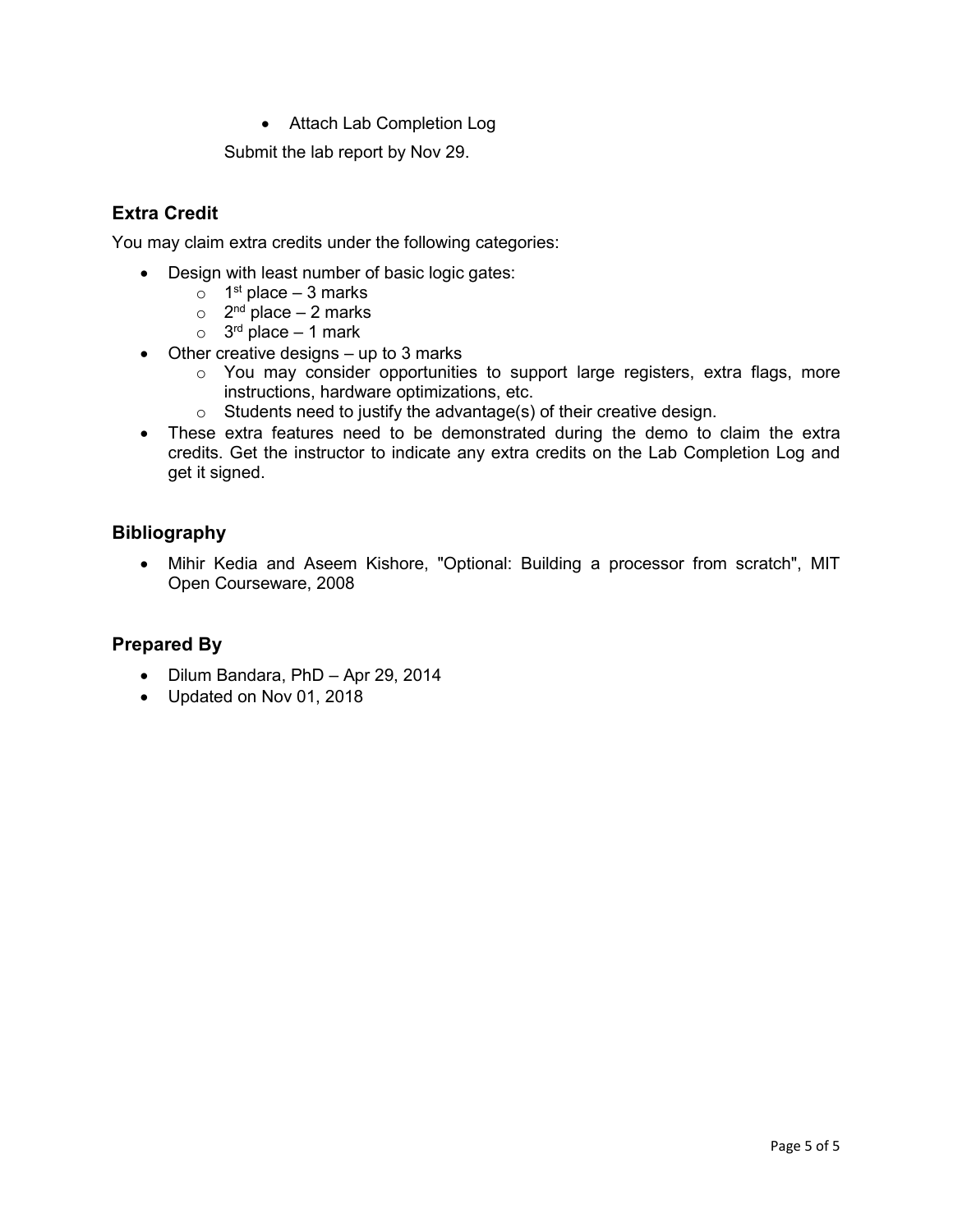- Attach Lab Completion Log

Submit the lab report by Nov 29.

## Extra Credit

You may claim extra credits under the following categories:

- Design with least number of basic logic gates:
  - 1st place – 3 marks
  - 2nd place – 2 marks
  - 3rd place – 1 mark
- Other creative designs – up to 3 marks
  - You may consider opportunities to support large registers, extra flags, more instructions, hardware optimizations, etc.
  - Students need to justify the advantage(s) of their creative design.
- These extra features need to be demonstrated during the demo to claim the extra credits. Get the instructor to indicate any extra credits on the Lab Completion Log and get it signed.

## Bibliography

- Mihir Kedia and Aseem Kishore, "Optional: Building a processor from scratch", MIT Open Courseware, 2008

## Prepared By

- Dilum Bandara, PhD – Apr 29, 2014
- Updated on Nov 01, 2018